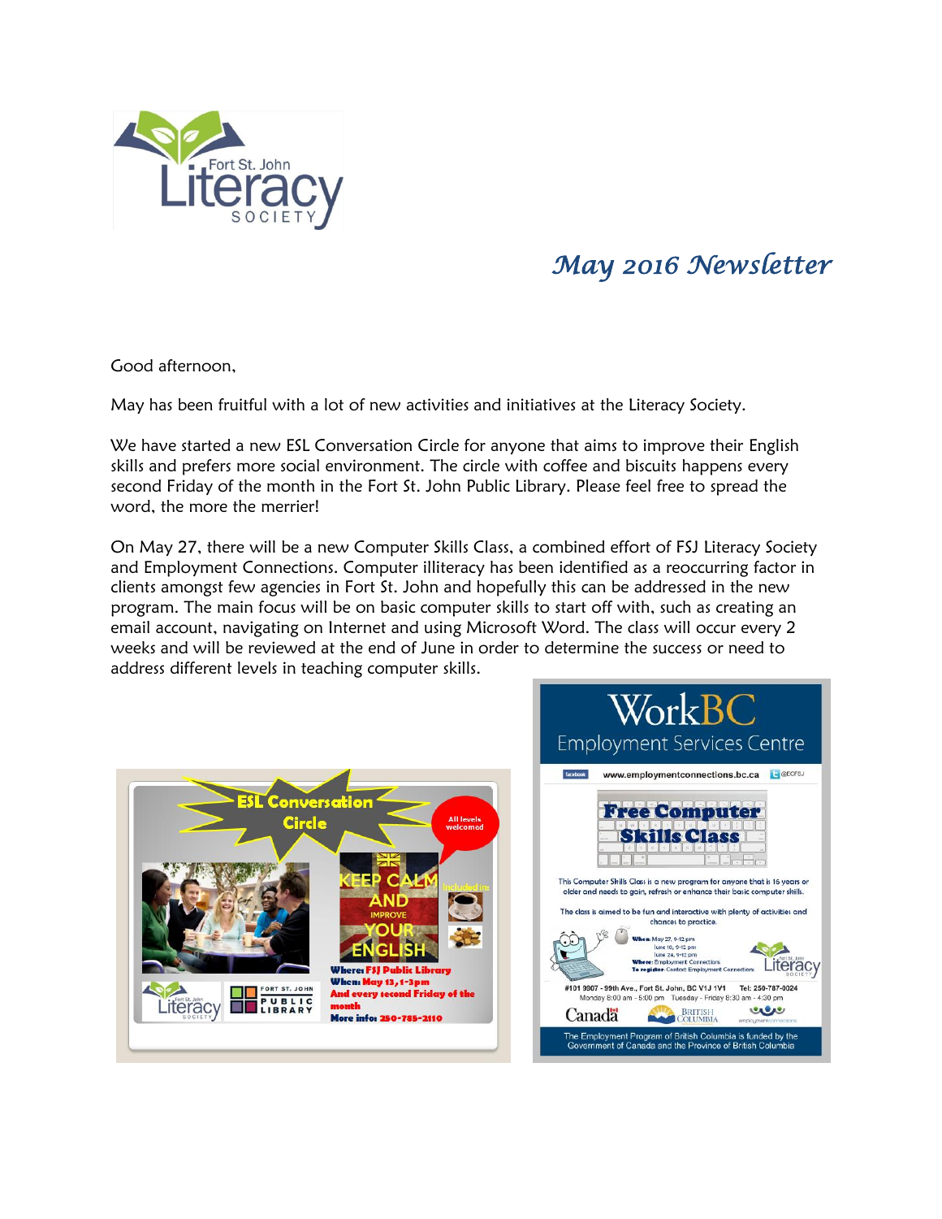# May 2016 Newsletter

Good afternoon,

May has been fruitful with a lot of new activities and initiatives at the Literacy Society.

We have started a new ESL Conversation Circle for anyone that aims to improve their English skills and prefers more social environment. The circle with coffee and biscuits happens every second Friday of the month in the Fort St. John Public Library. Please feel free to spread the word, the more the merrier!

On May 27, there will be a new Computer Skills Class, a combined effort of FSJ Literacy Society and Employment Connections. Computer illiteracy has been identified as a reoccurring factor in clients amongst few agencies in Fort St. John and hopefully this can be addressed in the new program. The main focus will be on basic computer skills to start off with, such as creating an email account, navigating on Internet and using Microsoft Word. The class will occur every 2 weeks and will be reviewed at the end of June in order to determine the success or need to address different levels in teaching computer skills.

**ESL Conversation Circle**

All levels welcomed

KEEP CALM AND IMPROVE YOUR ENGLISH

Included in:

**Where:** FSJ Public Library
**When:** May 13, 1-3pm
And every second Friday of the month
**More info:** 250-785-2110

**WorkBC Employment Services Centre**

www.employmentconnections.bc.ca @ECFSJ

**Free Computer Skills Class**

This Computer Skills Class is a new program for anyone that is 16 years or older and needs to gain, refresh or enhance their basic computer skills.

The class is aimed to be fun and interactive with plenty of activities and chances to practice.

**When:** May 27, 9-12 pm
June 10, 9-12 pm
June 24, 9-12 pm
**Where:** Employment Connections
**To register:** Contact Employment Connections

#101 9907 - 99th Ave., Fort St. John, BC V1J 1V1 Tel: 250-787-0024
Monday 8:00 am - 5:00 pm Tuesday - Friday 8:30 am - 4:30 pm

The Employment Program of British Columbia is funded by the Government of Canada and the Province of British Columbia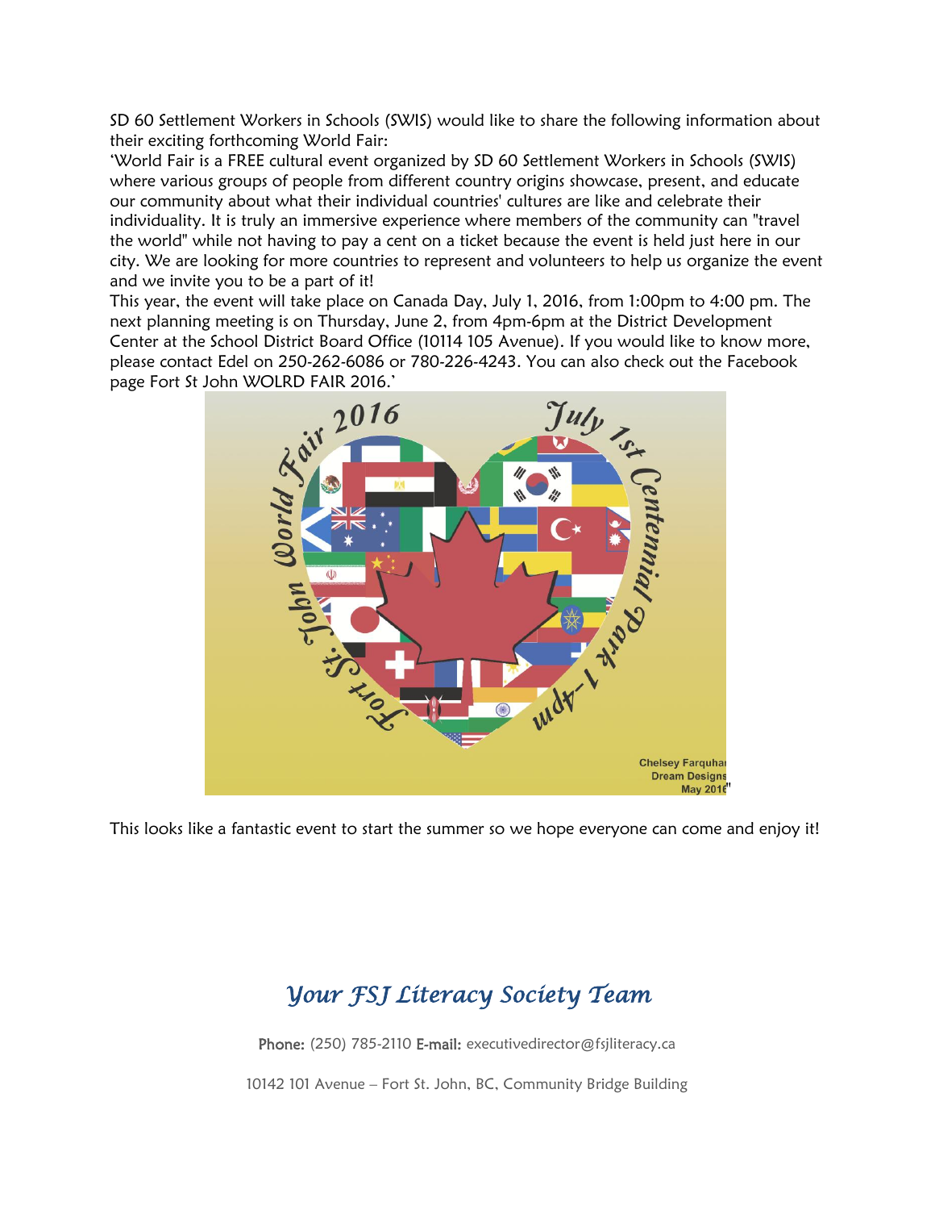SD 60 Settlement Workers in Schools (SWIS) would like to share the following information about their exciting forthcoming World Fair:

'World Fair is a FREE cultural event organized by SD 60 Settlement Workers in Schools (SWIS) where various groups of people from different country origins showcase, present, and educate our community about what their individual countries' cultures are like and celebrate their individuality. It is truly an immersive experience where members of the community can "travel the world" while not having to pay a cent on a ticket because the event is held just here in our city. We are looking for more countries to represent and volunteers to help us organize the event and we invite you to be a part of it!

This year, the event will take place on Canada Day, July 1, 2016, from 1:00pm to 4:00 pm. The next planning meeting is on Thursday, June 2, from 4pm-6pm at the District Development Center at the School District Board Office (10114 105 Avenue). If you would like to know more, please contact Edel on 250-262-6086 or 780-226-4243. You can also check out the Facebook page Fort St John WOLRD FAIR 2016.'

Fort St. John World Fair 2016
July 1st Centennial Park 1-4pm
Chelsey Farquhar
Dream Designs
May 2016

This looks like a fantastic event to start the summer so we hope everyone can come and enjoy it!

## *Your FSJ Literacy Society Team*

**Phone:** (250) 785-2110 **E-mail:** executivedirector@fsjliteracy.ca

10142 101 Avenue – Fort St. John, BC, Community Bridge Building